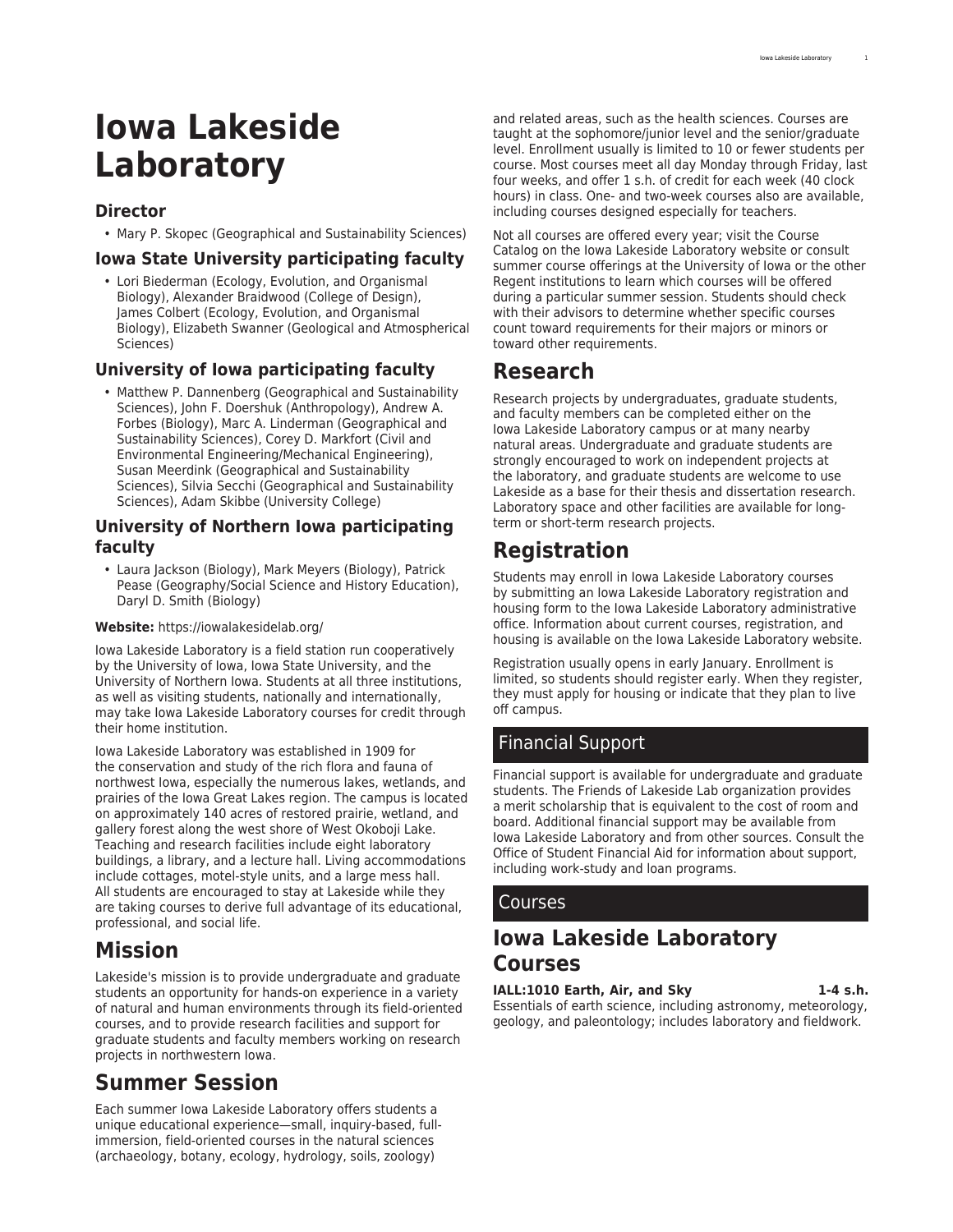# Iowa Lakeside Laboratory

### Director

- Mary P. Skopec (Geographical and Sustainability Sciences)

### Iowa State University participating faculty

- Lori Biederman (Ecology, Evolution, and Organismal Biology), Alexander Braidwood (College of Design), James Colbert (Ecology, Evolution, and Organismal Biology), Elizabeth Swanner (Geological and Atmospherical Sciences)

### University of Iowa participating faculty

- Matthew P. Dannenberg (Geographical and Sustainability Sciences), John F. Doershuk (Anthropology), Andrew A. Forbes (Biology), Marc A. Linderman (Geographical and Sustainability Sciences), Corey D. Markfort (Civil and Environmental Engineering/Mechanical Engineering), Susan Meerdink (Geographical and Sustainability Sciences), Silvia Secchi (Geographical and Sustainability Sciences), Adam Skibbe (University College)

### University of Northern Iowa participating faculty

- Laura Jackson (Biology), Mark Meyers (Biology), Patrick Pease (Geography/Social Science and History Education), Daryl D. Smith (Biology)

**Website:** https://iowalakesidelab.org/

Iowa Lakeside Laboratory is a field station run cooperatively by the University of Iowa, Iowa State University, and the University of Northern Iowa. Students at all three institutions, as well as visiting students, nationally and internationally, may take Iowa Lakeside Laboratory courses for credit through their home institution.

Iowa Lakeside Laboratory was established in 1909 for the conservation and study of the rich flora and fauna of northwest Iowa, especially the numerous lakes, wetlands, and prairies of the Iowa Great Lakes region. The campus is located on approximately 140 acres of restored prairie, wetland, and gallery forest along the west shore of West Okoboji Lake. Teaching and research facilities include eight laboratory buildings, a library, and a lecture hall. Living accommodations include cottages, motel-style units, and a large mess hall. All students are encouraged to stay at Lakeside while they are taking courses to derive full advantage of its educational, professional, and social life.

## Mission

Lakeside's mission is to provide undergraduate and graduate students an opportunity for hands-on experience in a variety of natural and human environments through its field-oriented courses, and to provide research facilities and support for graduate students and faculty members working on research projects in northwestern Iowa.

## Summer Session

Each summer Iowa Lakeside Laboratory offers students a unique educational experience—small, inquiry-based, full-immersion, field-oriented courses in the natural sciences (archaeology, botany, ecology, hydrology, soils, zoology) and related areas, such as the health sciences. Courses are taught at the sophomore/junior level and the senior/graduate level. Enrollment usually is limited to 10 or fewer students per course. Most courses meet all day Monday through Friday, last four weeks, and offer 1 s.h. of credit for each week (40 clock hours) in class. One- and two-week courses also are available, including courses designed especially for teachers.

Not all courses are offered every year; visit the Course Catalog on the Iowa Lakeside Laboratory website or consult summer course offerings at the University of Iowa or the other Regent institutions to learn which courses will be offered during a particular summer session. Students should check with their advisors to determine whether specific courses count toward requirements for their majors or minors or toward other requirements.

## Research

Research projects by undergraduates, graduate students, and faculty members can be completed either on the Iowa Lakeside Laboratory campus or at many nearby natural areas. Undergraduate and graduate students are strongly encouraged to work on independent projects at the laboratory, and graduate students are welcome to use Lakeside as a base for their thesis and dissertation research. Laboratory space and other facilities are available for long-term or short-term research projects.

## Registration

Students may enroll in Iowa Lakeside Laboratory courses by submitting an Iowa Lakeside Laboratory registration and housing form to the Iowa Lakeside Laboratory administrative office. Information about current courses, registration, and housing is available on the Iowa Lakeside Laboratory website.

Registration usually opens in early January. Enrollment is limited, so students should register early. When they register, they must apply for housing or indicate that they plan to live off campus.

## Financial Support

Financial support is available for undergraduate and graduate students. The Friends of Lakeside Lab organization provides a merit scholarship that is equivalent to the cost of room and board. Additional financial support may be available from Iowa Lakeside Laboratory and from other sources. Consult the Office of Student Financial Aid for information about support, including work-study and loan programs.

## Courses

## Iowa Lakeside Laboratory Courses

**IALL:1010 Earth, Air, and Sky 1-4 s.h.**
Essentials of earth science, including astronomy, meteorology, geology, and paleontology; includes laboratory and fieldwork.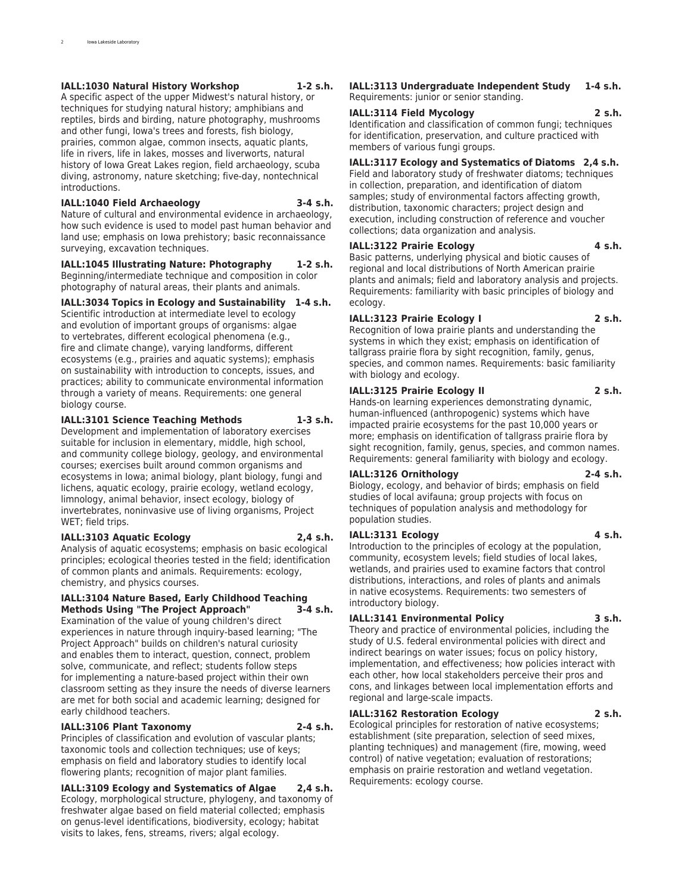**IALL:1030 Natural History Workshop 1-2 s.h.**
A specific aspect of the upper Midwest's natural history, or techniques for studying natural history; amphibians and reptiles, birds and birding, nature photography, mushrooms and other fungi, Iowa's trees and forests, fish biology, prairies, common algae, common insects, aquatic plants, life in rivers, life in lakes, mosses and liverworts, natural history of Iowa Great Lakes region, field archaeology, scuba diving, astronomy, nature sketching; five-day, nontechnical introductions.

**IALL:1040 Field Archaeology 3-4 s.h.**
Nature of cultural and environmental evidence in archaeology, how such evidence is used to model past human behavior and land use; emphasis on Iowa prehistory; basic reconnaissance surveying, excavation techniques.

**IALL:1045 Illustrating Nature: Photography 1-2 s.h.**
Beginning/intermediate technique and composition in color photography of natural areas, their plants and animals.

**IALL:3034 Topics in Ecology and Sustainability 1-4 s.h.**
Scientific introduction at intermediate level to ecology and evolution of important groups of organisms: algae to vertebrates, different ecological phenomena (e.g., fire and climate change), varying landforms, different ecosystems (e.g., prairies and aquatic systems); emphasis on sustainability with introduction to concepts, issues, and practices; ability to communicate environmental information through a variety of means. Requirements: one general biology course.

**IALL:3101 Science Teaching Methods 1-3 s.h.**
Development and implementation of laboratory exercises suitable for inclusion in elementary, middle, high school, and community college biology, geology, and environmental courses; exercises built around common organisms and ecosystems in Iowa; animal biology, plant biology, fungi and lichens, aquatic ecology, prairie ecology, wetland ecology, limnology, animal behavior, insect ecology, biology of invertebrates, noninvasive use of living organisms, Project WET; field trips.

**IALL:3103 Aquatic Ecology 2,4 s.h.**
Analysis of aquatic ecosystems; emphasis on basic ecological principles; ecological theories tested in the field; identification of common plants and animals. Requirements: ecology, chemistry, and physics courses.

**IALL:3104 Nature Based, Early Childhood Teaching Methods Using "The Project Approach" 3-4 s.h.**
Examination of the value of young children's direct experiences in nature through inquiry-based learning; "The Project Approach" builds on children's natural curiosity and enables them to interact, question, connect, problem solve, communicate, and reflect; students follow steps for implementing a nature-based project within their own classroom setting as they insure the needs of diverse learners are met for both social and academic learning; designed for early childhood teachers.

**IALL:3106 Plant Taxonomy 2-4 s.h.**
Principles of classification and evolution of vascular plants; taxonomic tools and collection techniques; use of keys; emphasis on field and laboratory studies to identify local flowering plants; recognition of major plant families.

**IALL:3109 Ecology and Systematics of Algae 2,4 s.h.**
Ecology, morphological structure, phylogeny, and taxonomy of freshwater algae based on field material collected; emphasis on genus-level identifications, biodiversity, ecology; habitat visits to lakes, fens, streams, rivers; algal ecology.

**IALL:3113 Undergraduate Independent Study 1-4 s.h.**
Requirements: junior or senior standing.

**IALL:3114 Field Mycology 2 s.h.**
Identification and classification of common fungi; techniques for identification, preservation, and culture practiced with members of various fungi groups.

**IALL:3117 Ecology and Systematics of Diatoms 2,4 s.h.**
Field and laboratory study of freshwater diatoms; techniques in collection, preparation, and identification of diatom samples; study of environmental factors affecting growth, distribution, taxonomic characters; project design and execution, including construction of reference and voucher collections; data organization and analysis.

**IALL:3122 Prairie Ecology 4 s.h.**
Basic patterns, underlying physical and biotic causes of regional and local distributions of North American prairie plants and animals; field and laboratory analysis and projects. Requirements: familiarity with basic principles of biology and ecology.

**IALL:3123 Prairie Ecology I 2 s.h.**
Recognition of Iowa prairie plants and understanding the systems in which they exist; emphasis on identification of tallgrass prairie flora by sight recognition, family, genus, species, and common names. Requirements: basic familiarity with biology and ecology.

**IALL:3125 Prairie Ecology II 2 s.h.**
Hands-on learning experiences demonstrating dynamic, human-influenced (anthropogenic) systems which have impacted prairie ecosystems for the past 10,000 years or more; emphasis on identification of tallgrass prairie flora by sight recognition, family, genus, species, and common names. Requirements: general familiarity with biology and ecology.

**IALL:3126 Ornithology 2-4 s.h.**
Biology, ecology, and behavior of birds; emphasis on field studies of local avifauna; group projects with focus on techniques of population analysis and methodology for population studies.

**IALL:3131 Ecology 4 s.h.**
Introduction to the principles of ecology at the population, community, ecosystem levels; field studies of local lakes, wetlands, and prairies used to examine factors that control distributions, interactions, and roles of plants and animals in native ecosystems. Requirements: two semesters of introductory biology.

**IALL:3141 Environmental Policy 3 s.h.**
Theory and practice of environmental policies, including the study of U.S. federal environmental policies with direct and indirect bearings on water issues; focus on policy history, implementation, and effectiveness; how policies interact with each other, how local stakeholders perceive their pros and cons, and linkages between local implementation efforts and regional and large-scale impacts.

**IALL:3162 Restoration Ecology 2 s.h.**
Ecological principles for restoration of native ecosystems; establishment (site preparation, selection of seed mixes, planting techniques) and management (fire, mowing, weed control) of native vegetation; evaluation of restorations; emphasis on prairie restoration and wetland vegetation. Requirements: ecology course.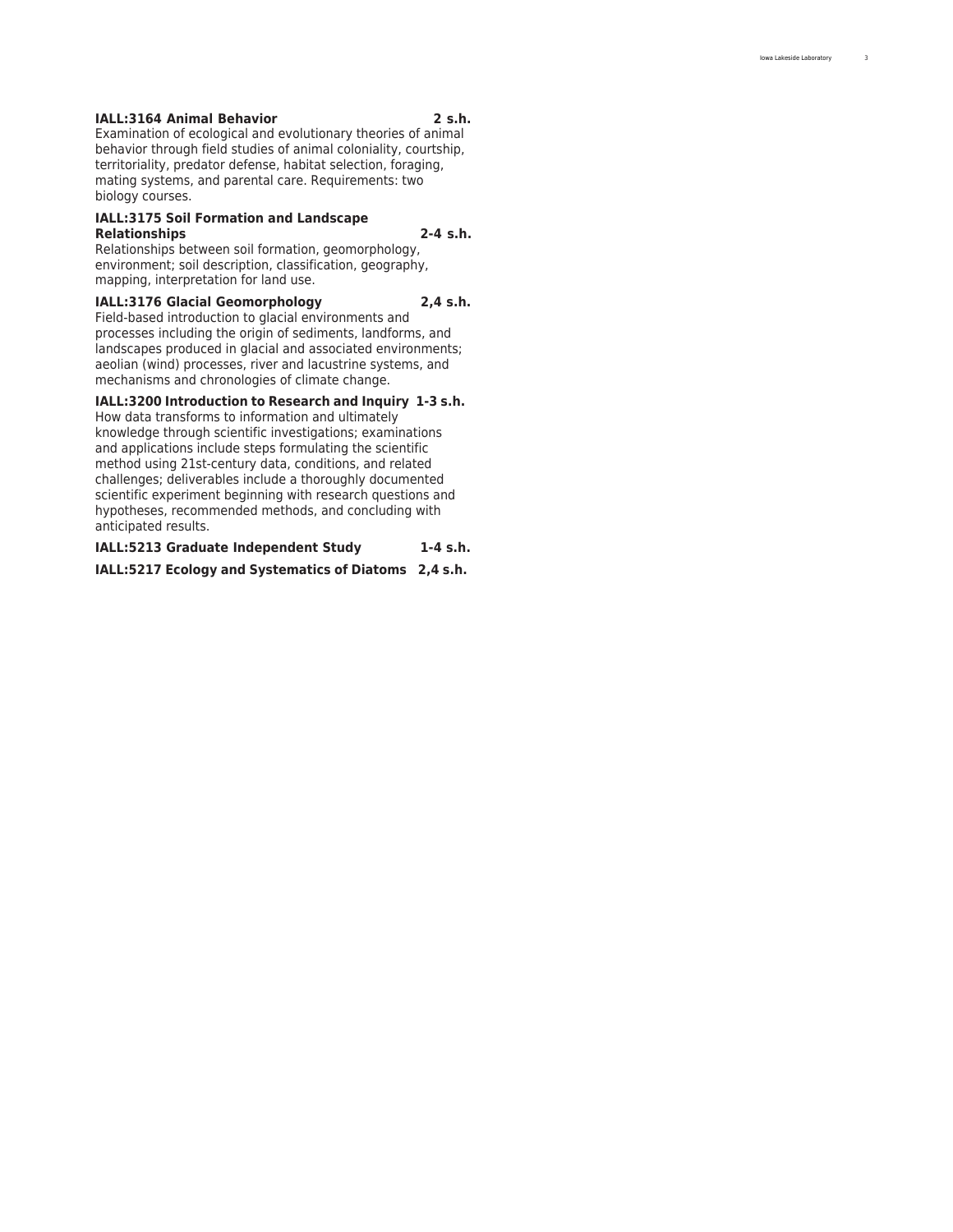**IALL:3164 Animal Behavior 2 s.h.**
Examination of ecological and evolutionary theories of animal behavior through field studies of animal coloniality, courtship, territoriality, predator defense, habitat selection, foraging, mating systems, and parental care. Requirements: two biology courses.

**IALL:3175 Soil Formation and Landscape Relationships 2-4 s.h.**
Relationships between soil formation, geomorphology, environment; soil description, classification, geography, mapping, interpretation for land use.

**IALL:3176 Glacial Geomorphology 2,4 s.h.**
Field-based introduction to glacial environments and processes including the origin of sediments, landforms, and landscapes produced in glacial and associated environments; aeolian (wind) processes, river and lacustrine systems, and mechanisms and chronologies of climate change.

**IALL:3200 Introduction to Research and Inquiry 1-3 s.h.**
How data transforms to information and ultimately knowledge through scientific investigations; examinations and applications include steps formulating the scientific method using 21st-century data, conditions, and related challenges; deliverables include a thoroughly documented scientific experiment beginning with research questions and hypotheses, recommended methods, and concluding with anticipated results.

**IALL:5213 Graduate Independent Study 1-4 s.h.**

**IALL:5217 Ecology and Systematics of Diatoms 2,4 s.h.**